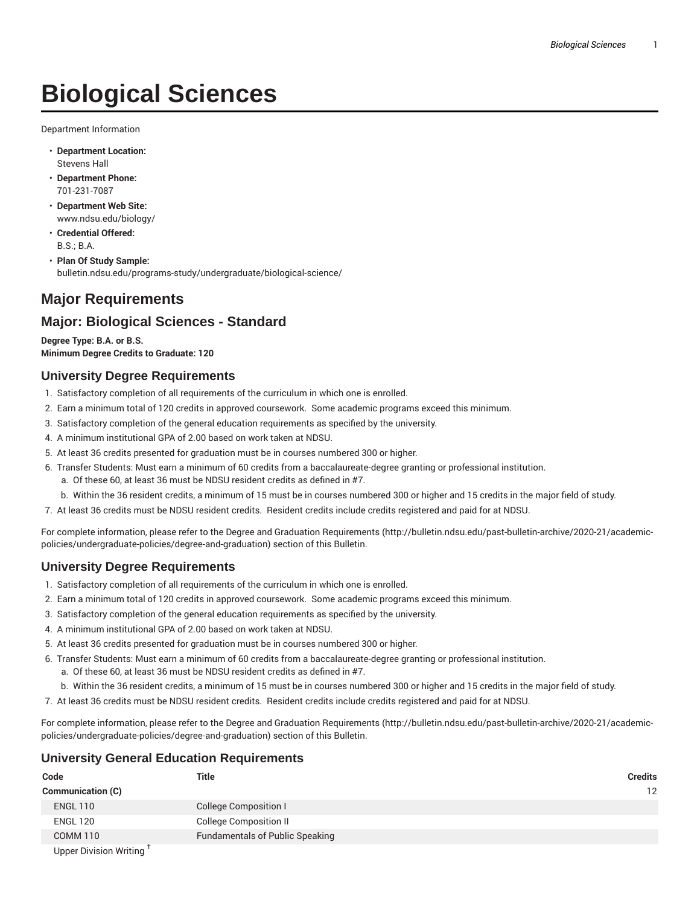# Biological Sciences

Department Information

- **Department Location:**
  Stevens Hall
- **Department Phone:**
  701-231-7087
- **Department Web Site:**
  www.ndsu.edu/biology/
- **Credential Offered:**
  B.S.; B.A.
- **Plan Of Study Sample:**
  bulletin.ndsu.edu/programs-study/undergraduate/biological-science/

## Major Requirements

## Major: Biological Sciences - Standard

**Degree Type: B.A. or B.S.**
**Minimum Degree Credits to Graduate: 120**

### University Degree Requirements

1. Satisfactory completion of all requirements of the curriculum in which one is enrolled.
2. Earn a minimum total of 120 credits in approved coursework. Some academic programs exceed this minimum.
3. Satisfactory completion of the general education requirements as specified by the university.
4. A minimum institutional GPA of 2.00 based on work taken at NDSU.
5. At least 36 credits presented for graduation must be in courses numbered 300 or higher.
6. Transfer Students: Must earn a minimum of 60 credits from a baccalaureate-degree granting or professional institution.
   a. Of these 60, at least 36 must be NDSU resident credits as defined in #7.
   b. Within the 36 resident credits, a minimum of 15 must be in courses numbered 300 or higher and 15 credits in the major field of study.
7. At least 36 credits must be NDSU resident credits. Resident credits include credits registered and paid for at NDSU.

For complete information, please refer to the Degree and Graduation Requirements (http://bulletin.ndsu.edu/past-bulletin-archive/2020-21/academic-policies/undergraduate-policies/degree-and-graduation) section of this Bulletin.

### University Degree Requirements

1. Satisfactory completion of all requirements of the curriculum in which one is enrolled.
2. Earn a minimum total of 120 credits in approved coursework. Some academic programs exceed this minimum.
3. Satisfactory completion of the general education requirements as specified by the university.
4. A minimum institutional GPA of 2.00 based on work taken at NDSU.
5. At least 36 credits presented for graduation must be in courses numbered 300 or higher.
6. Transfer Students: Must earn a minimum of 60 credits from a baccalaureate-degree granting or professional institution.
   a. Of these 60, at least 36 must be NDSU resident credits as defined in #7.
   b. Within the 36 resident credits, a minimum of 15 must be in courses numbered 300 or higher and 15 credits in the major field of study.
7. At least 36 credits must be NDSU resident credits. Resident credits include credits registered and paid for at NDSU.

For complete information, please refer to the Degree and Graduation Requirements (http://bulletin.ndsu.edu/past-bulletin-archive/2020-21/academic-policies/undergraduate-policies/degree-and-graduation) section of this Bulletin.

### University General Education Requirements

| Code | Title | Credits |
|---|---|---|
| **Communication (C)** | | 12 |
| ENGL 110 | College Composition I | |
| ENGL 120 | College Composition II | |
| COMM 110 | Fundamentals of Public Speaking | |
| Upper Division Writing † | | |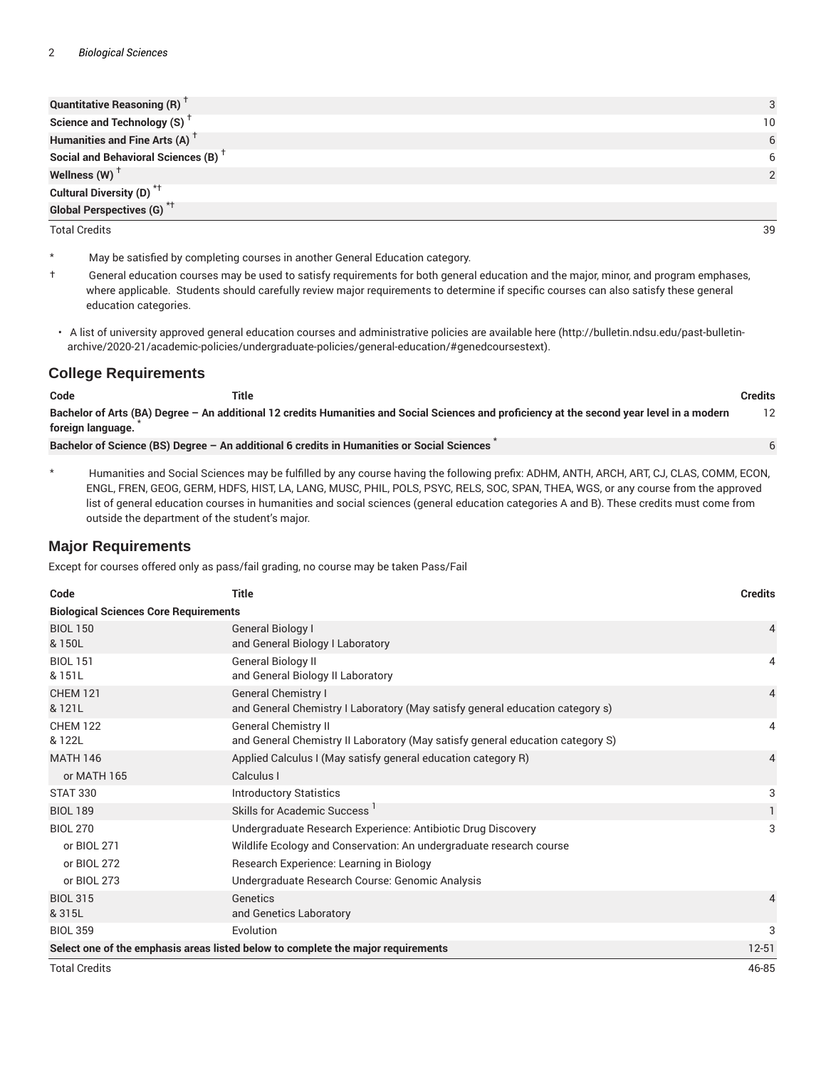| | |
|---|---|
| **Quantitative Reasoning (R)** † | 3 |
| **Science and Technology (S)** † | 10 |
| **Humanities and Fine Arts (A)** † | 6 |
| **Social and Behavioral Sciences (B)** † | 6 |
| **Wellness (W)** † | 2 |
| **Cultural Diversity (D)** *† | |
| **Global Perspectives (G)** *† | |
| Total Credits | 39 |

\* May be satisfied by completing courses in another General Education category.

† General education courses may be used to satisfy requirements for both general education and the major, minor, and program emphases, where applicable. Students should carefully review major requirements to determine if specific courses can also satisfy these general education categories.

- A list of university approved general education courses and administrative policies are available here (http://bulletin.ndsu.edu/past-bulletin-archive/2020-21/academic-policies/undergraduate-policies/general-education/#genedcoursestext).

## College Requirements

| Code | Title | Credits |
|---|---|---|
| **Bachelor of Arts (BA) Degree – An additional 12 credits Humanities and Social Sciences and proficiency at the second year level in a modern foreign language.** * | | 12 |
| **Bachelor of Science (BS) Degree – An additional 6 credits in Humanities or Social Sciences** * | | 6 |

\* Humanities and Social Sciences may be fulfilled by any course having the following prefix: ADHM, ANTH, ARCH, ART, CJ, CLAS, COMM, ECON, ENGL, FREN, GEOG, GERM, HDFS, HIST, LA, LANG, MUSC, PHIL, POLS, PSYC, RELS, SOC, SPAN, THEA, WGS, or any course from the approved list of general education courses in humanities and social sciences (general education categories A and B). These credits must come from outside the department of the student's major.

## Major Requirements

Except for courses offered only as pass/fail grading, no course may be taken Pass/Fail

| Code | Title | Credits |
|---|---|---|
| **Biological Sciences Core Requirements** | | |
| BIOL 150 & 150L | General Biology I and General Biology I Laboratory | 4 |
| BIOL 151 & 151L | General Biology II and General Biology II Laboratory | 4 |
| CHEM 121 & 121L | General Chemistry I and General Chemistry I Laboratory (May satisfy general education category s) | 4 |
| CHEM 122 & 122L | General Chemistry II and General Chemistry II Laboratory (May satisfy general education category S) | 4 |
| MATH 146 | Applied Calculus I (May satisfy general education category R) | 4 |
| or MATH 165 | Calculus I | |
| STAT 330 | Introductory Statistics | 3 |
| BIOL 189 | Skills for Academic Success [1] | 1 |
| BIOL 270 | Undergraduate Research Experience: Antibiotic Drug Discovery | 3 |
| or BIOL 271 | Wildlife Ecology and Conservation: An undergraduate research course | |
| or BIOL 272 | Research Experience: Learning in Biology | |
| or BIOL 273 | Undergraduate Research Course: Genomic Analysis | |
| BIOL 315 & 315L | Genetics and Genetics Laboratory | 4 |
| BIOL 359 | Evolution | 3 |
| **Select one of the emphasis areas listed below to complete the major requirements** | | 12-51 |
| Total Credits | | 46-85 |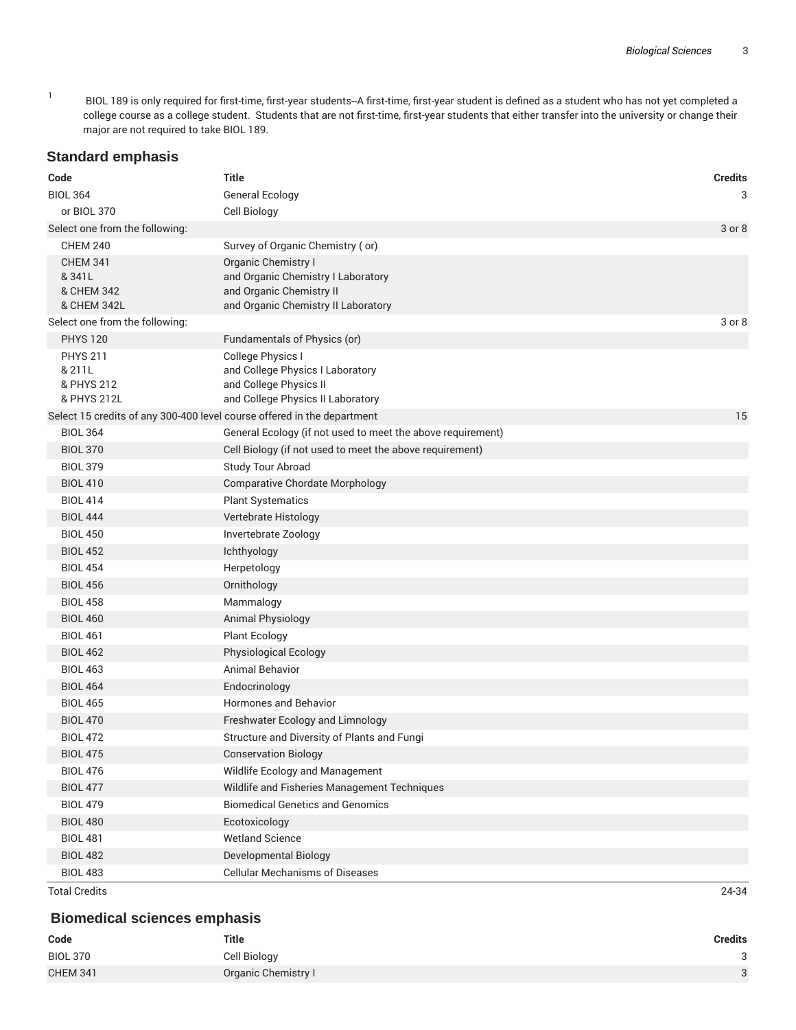1 BIOL 189 is only required for first-time, first-year students--A first-time, first-year student is defined as a student who has not yet completed a college course as a college student. Students that are not first-time, first-year students that either transfer into the university or change their major are not required to take BIOL 189.

## Standard emphasis

| Code | Title | Credits |
|---|---|---|
| BIOL 364 | General Ecology | 3 |
| or BIOL 370 | Cell Biology | |
| Select one from the following: | | 3 or 8 |
| CHEM 240 | Survey of Organic Chemistry ( or) | |
| CHEM 341 & 341L & CHEM 342 & CHEM 342L | Organic Chemistry I and Organic Chemistry I Laboratory and Organic Chemistry II and Organic Chemistry II Laboratory | |
| Select one from the following: | | 3 or 8 |
| PHYS 120 | Fundamentals of Physics (or) | |
| PHYS 211 & 211L & PHYS 212 & PHYS 212L | College Physics I and College Physics I Laboratory and College Physics II and College Physics II Laboratory | |
| Select 15 credits of any 300-400 level course offered in the department | | 15 |
| BIOL 364 | General Ecology (if not used to meet the above requirement) | |
| BIOL 370 | Cell Biology (if not used to meet the above requirement) | |
| BIOL 379 | Study Tour Abroad | |
| BIOL 410 | Comparative Chordate Morphology | |
| BIOL 414 | Plant Systematics | |
| BIOL 444 | Vertebrate Histology | |
| BIOL 450 | Invertebrate Zoology | |
| BIOL 452 | Ichthyology | |
| BIOL 454 | Herpetology | |
| BIOL 456 | Ornithology | |
| BIOL 458 | Mammalogy | |
| BIOL 460 | Animal Physiology | |
| BIOL 461 | Plant Ecology | |
| BIOL 462 | Physiological Ecology | |
| BIOL 463 | Animal Behavior | |
| BIOL 464 | Endocrinology | |
| BIOL 465 | Hormones and Behavior | |
| BIOL 470 | Freshwater Ecology and Limnology | |
| BIOL 472 | Structure and Diversity of Plants and Fungi | |
| BIOL 475 | Conservation Biology | |
| BIOL 476 | Wildlife Ecology and Management | |
| BIOL 477 | Wildlife and Fisheries Management Techniques | |
| BIOL 479 | Biomedical Genetics and Genomics | |
| BIOL 480 | Ecotoxicology | |
| BIOL 481 | Wetland Science | |
| BIOL 482 | Developmental Biology | |
| BIOL 483 | Cellular Mechanisms of Diseases | |
| Total Credits | | 24-34 |

## Biomedical sciences emphasis

| Code | Title | Credits |
|---|---|---|
| BIOL 370 | Cell Biology | 3 |
| CHEM 341 | Organic Chemistry I | 3 |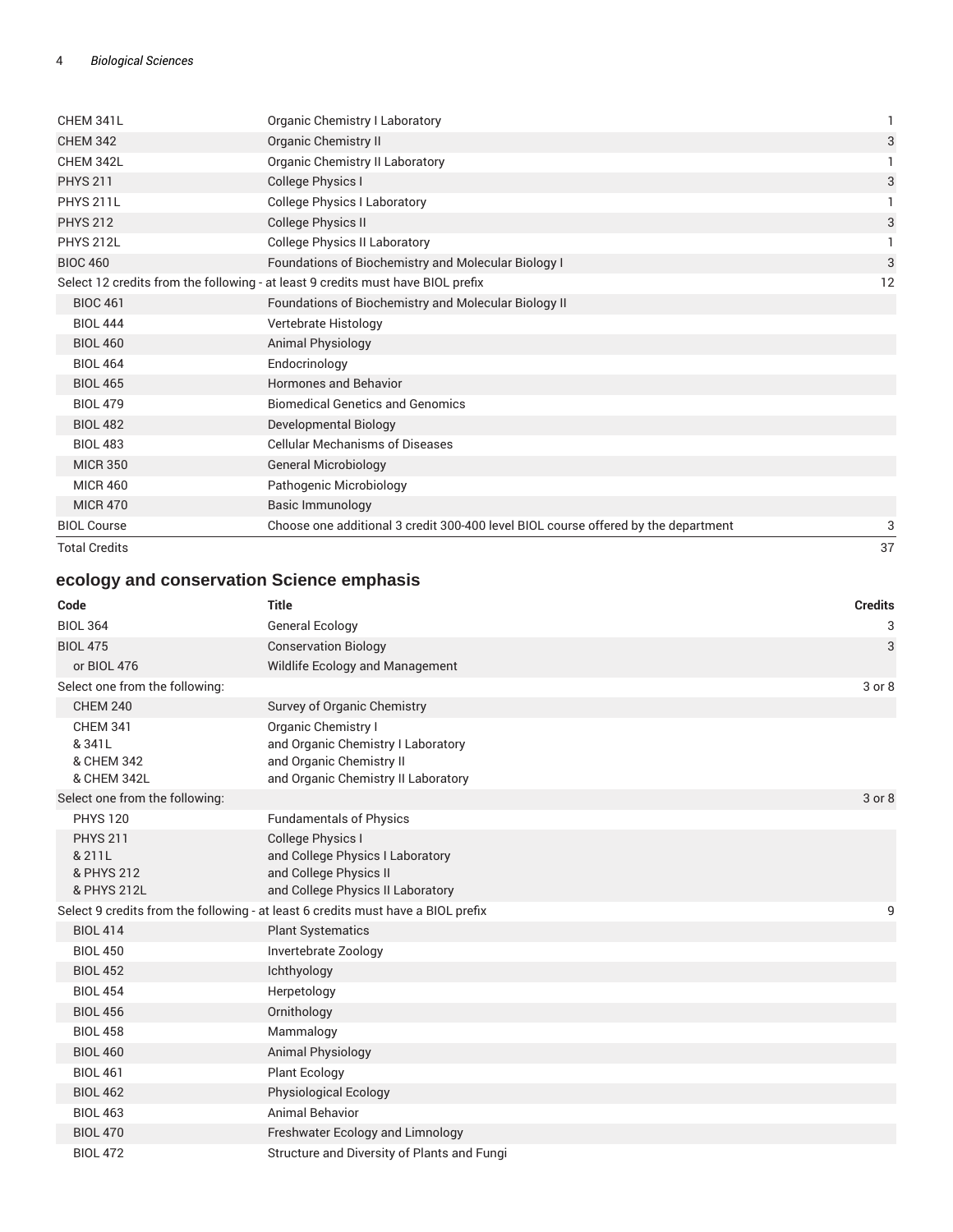| | | |
|---|---|---|
| CHEM 341L | Organic Chemistry I Laboratory | 1 |
| CHEM 342 | Organic Chemistry II | 3 |
| CHEM 342L | Organic Chemistry II Laboratory | 1 |
| PHYS 211 | College Physics I | 3 |
| PHYS 211L | College Physics I Laboratory | 1 |
| PHYS 212 | College Physics II | 3 |
| PHYS 212L | College Physics II Laboratory | 1 |
| BIOC 460 | Foundations of Biochemistry and Molecular Biology I | 3 |
| Select 12 credits from the following - at least 9 credits must have BIOL prefix | | 12 |
| BIOC 461 | Foundations of Biochemistry and Molecular Biology II | |
| BIOL 444 | Vertebrate Histology | |
| BIOL 460 | Animal Physiology | |
| BIOL 464 | Endocrinology | |
| BIOL 465 | Hormones and Behavior | |
| BIOL 479 | Biomedical Genetics and Genomics | |
| BIOL 482 | Developmental Biology | |
| BIOL 483 | Cellular Mechanisms of Diseases | |
| MICR 350 | General Microbiology | |
| MICR 460 | Pathogenic Microbiology | |
| MICR 470 | Basic Immunology | |
| BIOL Course | Choose one additional 3 credit 300-400 level BIOL course offered by the department | 3 |
| Total Credits | | 37 |

## ecology and conservation Science emphasis

| Code | Title | Credits |
|---|---|---|
| BIOL 364 | General Ecology | 3 |
| BIOL 475 | Conservation Biology | 3 |
| or BIOL 476 | Wildlife Ecology and Management | |
| Select one from the following: | | 3 or 8 |
| CHEM 240 | Survey of Organic Chemistry | |
| CHEM 341 & 341L & CHEM 342 & CHEM 342L | Organic Chemistry I and Organic Chemistry I Laboratory and Organic Chemistry II and Organic Chemistry II Laboratory | |
| Select one from the following: | | 3 or 8 |
| PHYS 120 | Fundamentals of Physics | |
| PHYS 211 & 211L & PHYS 212 & PHYS 212L | College Physics I and College Physics I Laboratory and College Physics II and College Physics II Laboratory | |
| Select 9 credits from the following - at least 6 credits must have a BIOL prefix | | 9 |
| BIOL 414 | Plant Systematics | |
| BIOL 450 | Invertebrate Zoology | |
| BIOL 452 | Ichthyology | |
| BIOL 454 | Herpetology | |
| BIOL 456 | Ornithology | |
| BIOL 458 | Mammalogy | |
| BIOL 460 | Animal Physiology | |
| BIOL 461 | Plant Ecology | |
| BIOL 462 | Physiological Ecology | |
| BIOL 463 | Animal Behavior | |
| BIOL 470 | Freshwater Ecology and Limnology | |
| BIOL 472 | Structure and Diversity of Plants and Fungi | |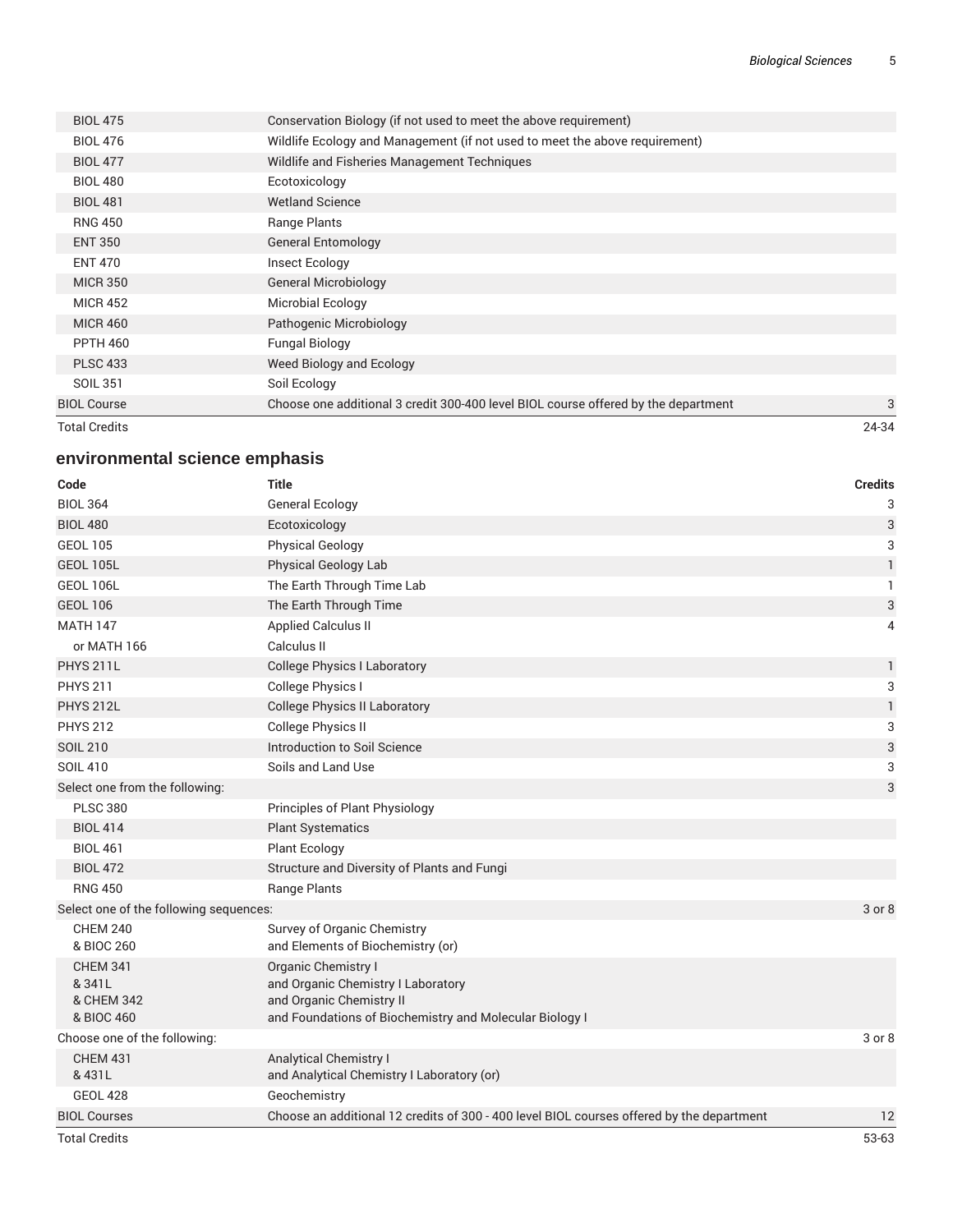| | | |
|---|---|---|
| BIOL 475 | Conservation Biology (if not used to meet the above requirement) | |
| BIOL 476 | Wildlife Ecology and Management (if not used to meet the above requirement) | |
| BIOL 477 | Wildlife and Fisheries Management Techniques | |
| BIOL 480 | Ecotoxicology | |
| BIOL 481 | Wetland Science | |
| RNG 450 | Range Plants | |
| ENT 350 | General Entomology | |
| ENT 470 | Insect Ecology | |
| MICR 350 | General Microbiology | |
| MICR 452 | Microbial Ecology | |
| MICR 460 | Pathogenic Microbiology | |
| PPTH 460 | Fungal Biology | |
| PLSC 433 | Weed Biology and Ecology | |
| SOIL 351 | Soil Ecology | |
| BIOL Course | Choose one additional 3 credit 300-400 level BIOL course offered by the department | 3 |
| Total Credits | | 24-34 |

## environmental science emphasis

| Code | Title | Credits |
|---|---|---|
| BIOL 364 | General Ecology | 3 |
| BIOL 480 | Ecotoxicology | 3 |
| GEOL 105 | Physical Geology | 3 |
| GEOL 105L | Physical Geology Lab | 1 |
| GEOL 106L | The Earth Through Time Lab | 1 |
| GEOL 106 | The Earth Through Time | 3 |
| MATH 147 | Applied Calculus II | 4 |
| or MATH 166 | Calculus II | |
| PHYS 211L | College Physics I Laboratory | 1 |
| PHYS 211 | College Physics I | 3 |
| PHYS 212L | College Physics II Laboratory | 1 |
| PHYS 212 | College Physics II | 3 |
| SOIL 210 | Introduction to Soil Science | 3 |
| SOIL 410 | Soils and Land Use | 3 |
| Select one from the following: | | 3 |
| PLSC 380 | Principles of Plant Physiology | |
| BIOL 414 | Plant Systematics | |
| BIOL 461 | Plant Ecology | |
| BIOL 472 | Structure and Diversity of Plants and Fungi | |
| RNG 450 | Range Plants | |
| Select one of the following sequences: | | 3 or 8 |
| CHEM 240 & BIOC 260 | Survey of Organic Chemistry and Elements of Biochemistry (or) | |
| CHEM 341 & 341L & CHEM 342 & BIOC 460 | Organic Chemistry I and Organic Chemistry I Laboratory and Organic Chemistry II and Foundations of Biochemistry and Molecular Biology I | |
| Choose one of the following: | | 3 or 8 |
| CHEM 431 & 431L | Analytical Chemistry I and Analytical Chemistry I Laboratory (or) | |
| GEOL 428 | Geochemistry | |
| BIOL Courses | Choose an additional 12 credits of 300 - 400 level BIOL courses offered by the department | 12 |
| Total Credits | | 53-63 |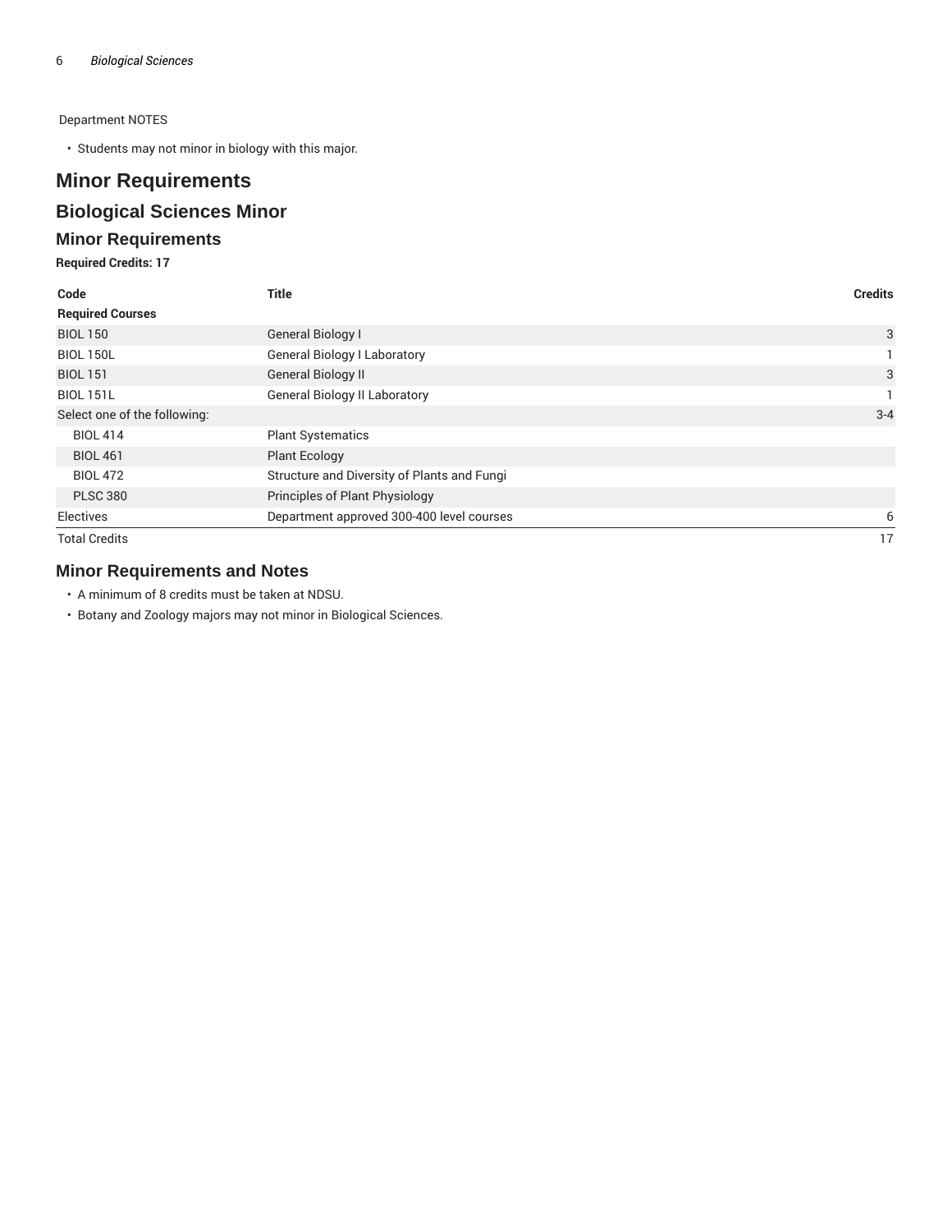Department NOTES

- Students may not minor in biology with this major.

# Minor Requirements

## Biological Sciences Minor

### Minor Requirements

**Required Credits: 17**

| Code | Title | Credits |
|---|---|---|
| **Required Courses** | | |
| BIOL 150 | General Biology I | 3 |
| BIOL 150L | General Biology I Laboratory | 1 |
| BIOL 151 | General Biology II | 3 |
| BIOL 151L | General Biology II Laboratory | 1 |
| Select one of the following: | | 3-4 |
| BIOL 414 | Plant Systematics | |
| BIOL 461 | Plant Ecology | |
| BIOL 472 | Structure and Diversity of Plants and Fungi | |
| PLSC 380 | Principles of Plant Physiology | |
| Electives | Department approved 300-400 level courses | 6 |
| Total Credits | | 17 |

### Minor Requirements and Notes

- A minimum of 8 credits must be taken at NDSU.
- Botany and Zoology majors may not minor in Biological Sciences.